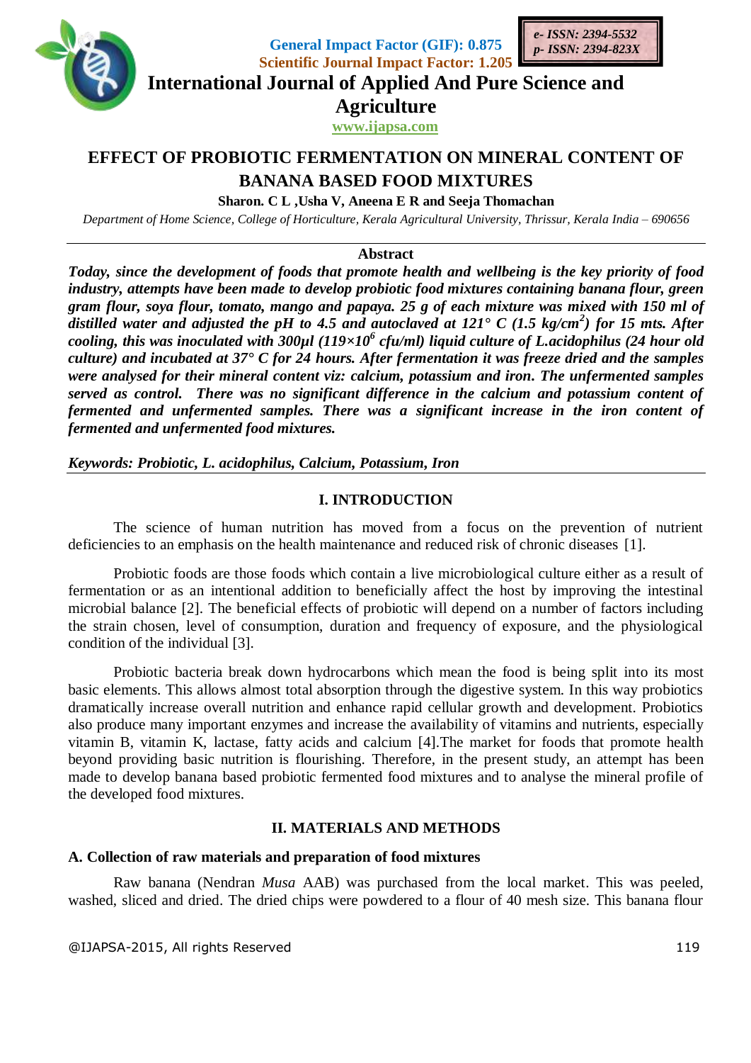General Impact Factor (GIF): 0.875
Scientific Journal Impact Factor: 1.205

*e- ISSN: 2394-5532*
*p- ISSN: 2394-823X*

# International Journal of Applied And Pure Science and Agriculture

www.ijapsa.com

## EFFECT OF PROBIOTIC FERMENTATION ON MINERAL CONTENT OF BANANA BASED FOOD MIXTURES

**Sharon. C L ,Usha V, Aneena E R and Seeja Thomachan**

*Department of Home Science, College of Horticulture, Kerala Agricultural University, Thrissur, Kerala India – 690656*

**Abstract**

***Today, since the development of foods that promote health and wellbeing is the key priority of food industry, attempts have been made to develop probiotic food mixtures containing banana flour, green gram flour, soya flour, tomato, mango and papaya. 25 g of each mixture was mixed with 150 ml of distilled water and adjusted the pH to 4.5 and autoclaved at 121° C (1.5 kg/cm$^2$) for 15 mts. After cooling, this was inoculated with 300μl (119×10$^6$ cfu/ml) liquid culture of L.acidophilus (24 hour old culture) and incubated at 37° C for 24 hours. After fermentation it was freeze dried and the samples were analysed for their mineral content viz: calcium, potassium and iron. The unfermented samples served as control. There was no significant difference in the calcium and potassium content of fermented and unfermented samples. There was a significant increase in the iron content of fermented and unfermented food mixtures.***

***Keywords: Probiotic, L. acidophilus, Calcium, Potassium, Iron***

### I. INTRODUCTION

The science of human nutrition has moved from a focus on the prevention of nutrient deficiencies to an emphasis on the health maintenance and reduced risk of chronic diseases [1].

Probiotic foods are those foods which contain a live microbiological culture either as a result of fermentation or as an intentional addition to beneficially affect the host by improving the intestinal microbial balance [2]. The beneficial effects of probiotic will depend on a number of factors including the strain chosen, level of consumption, duration and frequency of exposure, and the physiological condition of the individual [3].

Probiotic bacteria break down hydrocarbons which mean the food is being split into its most basic elements. This allows almost total absorption through the digestive system. In this way probiotics dramatically increase overall nutrition and enhance rapid cellular growth and development. Probiotics also produce many important enzymes and increase the availability of vitamins and nutrients, especially vitamin B, vitamin K, lactase, fatty acids and calcium [4].The market for foods that promote health beyond providing basic nutrition is flourishing. Therefore, in the present study, an attempt has been made to develop banana based probiotic fermented food mixtures and to analyse the mineral profile of the developed food mixtures.

### II. MATERIALS AND METHODS

#### A. Collection of raw materials and preparation of food mixtures

Raw banana (Nendran *Musa* AAB) was purchased from the local market. This was peeled, washed, sliced and dried. The dried chips were powdered to a flour of 40 mesh size. This banana flour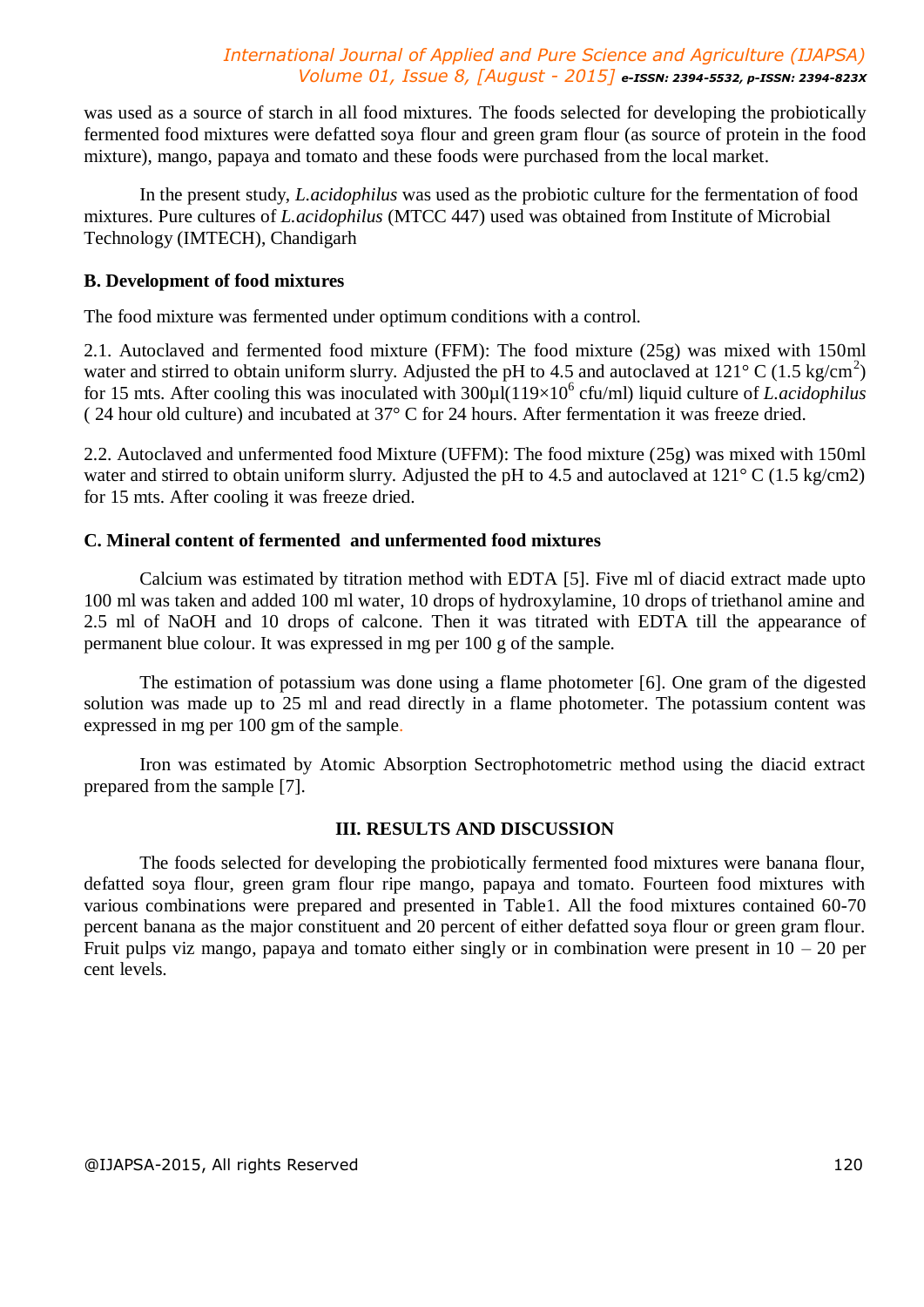was used as a source of starch in all food mixtures. The foods selected for developing the probiotically fermented food mixtures were defatted soya flour and green gram flour (as source of protein in the food mixture), mango, papaya and tomato and these foods were purchased from the local market.

In the present study, *L.acidophilus* was used as the probiotic culture for the fermentation of food mixtures. Pure cultures of *L.acidophilus* (MTCC 447) used was obtained from Institute of Microbial Technology (IMTECH), Chandigarh

**B. Development of food mixtures**

The food mixture was fermented under optimum conditions with a control.

2.1. Autoclaved and fermented food mixture (FFM): The food mixture (25g) was mixed with 150ml water and stirred to obtain uniform slurry. Adjusted the pH to 4.5 and autoclaved at 121° C (1.5 kg/cm$^2$) for 15 mts. After cooling this was inoculated with 300µl($119\times10^6$ cfu/ml) liquid culture of *L.acidophilus* ( 24 hour old culture) and incubated at 37° C for 24 hours. After fermentation it was freeze dried.

2.2. Autoclaved and unfermented food Mixture (UFFM): The food mixture (25g) was mixed with 150ml water and stirred to obtain uniform slurry. Adjusted the pH to 4.5 and autoclaved at 121° C (1.5 kg/cm2) for 15 mts. After cooling it was freeze dried.

**C. Mineral content of fermented and unfermented food mixtures**

Calcium was estimated by titration method with EDTA [5]. Five ml of diacid extract made upto 100 ml was taken and added 100 ml water, 10 drops of hydroxylamine, 10 drops of triethanol amine and 2.5 ml of NaOH and 10 drops of calcone. Then it was titrated with EDTA till the appearance of permanent blue colour. It was expressed in mg per 100 g of the sample.

The estimation of potassium was done using a flame photometer [6]. One gram of the digested solution was made up to 25 ml and read directly in a flame photometer. The potassium content was expressed in mg per 100 gm of the sample.

Iron was estimated by Atomic Absorption Sectrophotometric method using the diacid extract prepared from the sample [7].

## III. RESULTS AND DISCUSSION

The foods selected for developing the probiotically fermented food mixtures were banana flour, defatted soya flour, green gram flour ripe mango, papaya and tomato. Fourteen food mixtures with various combinations were prepared and presented in Table1. All the food mixtures contained 60-70 percent banana as the major constituent and 20 percent of either defatted soya flour or green gram flour. Fruit pulps viz mango, papaya and tomato either singly or in combination were present in 10 – 20 per cent levels.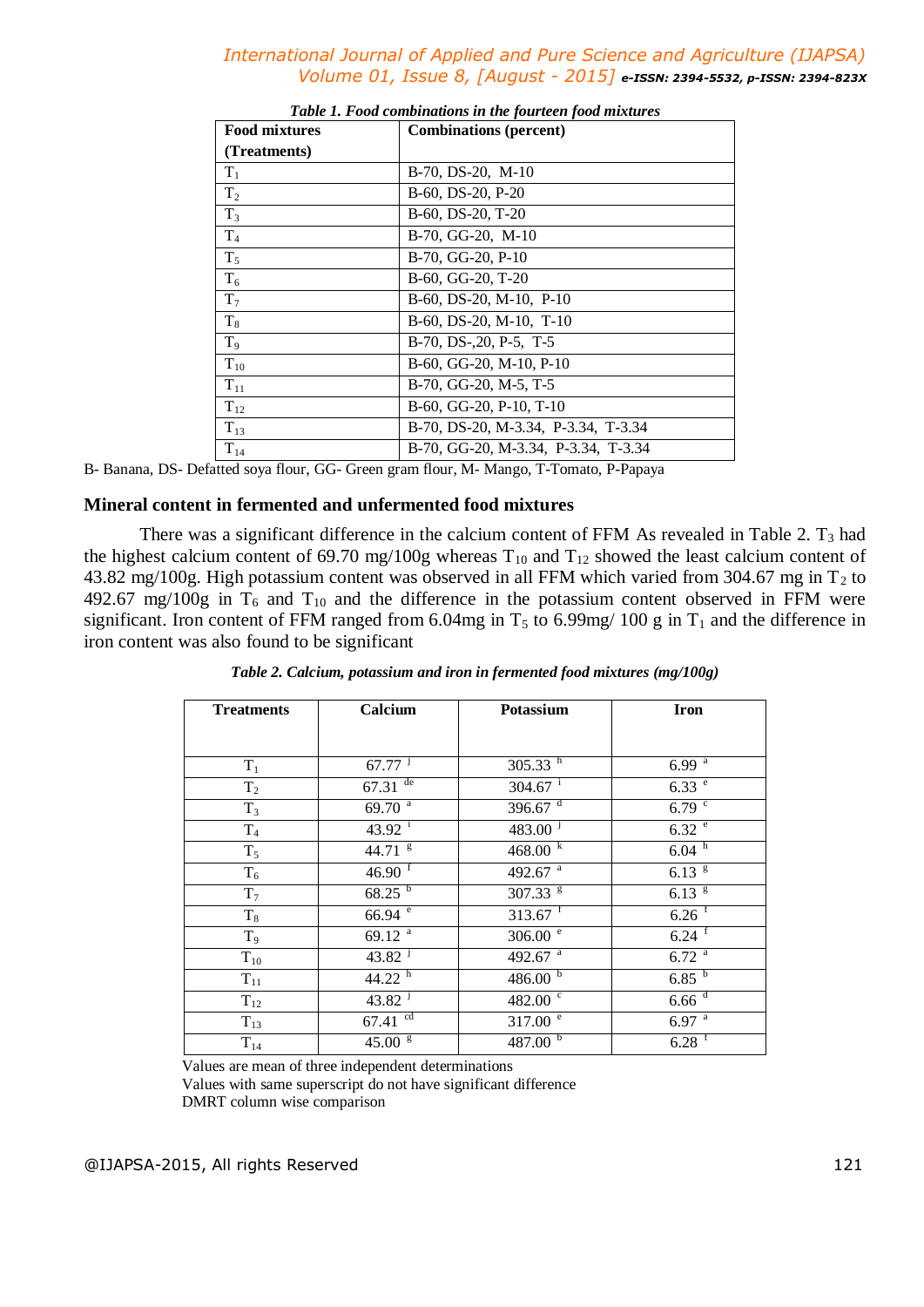*Table 1. Food combinations in the fourteen food mixtures*

| Food mixtures (Treatments) | Combinations (percent) |
|---|---|
| $T_1$ | B-70, DS-20, M-10 |
| $T_2$ | B-60, DS-20, P-20 |
| $T_3$ | B-60, DS-20, T-20 |
| $T_4$ | B-70, GG-20, M-10 |
| $T_5$ | B-70, GG-20, P-10 |
| $T_6$ | B-60, GG-20, T-20 |
| $T_7$ | B-60, DS-20, M-10, P-10 |
| $T_8$ | B-60, DS-20, M-10, T-10 |
| $T_9$ | B-70, DS-,20, P-5, T-5 |
| $T_{10}$ | B-60, GG-20, M-10, P-10 |
| $T_{11}$ | B-70, GG-20, M-5, T-5 |
| $T_{12}$ | B-60, GG-20, P-10, T-10 |
| $T_{13}$ | B-70, DS-20, M-3.34, P-3.34, T-3.34 |
| $T_{14}$ | B-70, GG-20, M-3.34, P-3.34, T-3.34 |

B- Banana, DS- Defatted soya flour, GG- Green gram flour, M- Mango, T-Tomato, P-Papaya

## Mineral content in fermented and unfermented food mixtures

There was a significant difference in the calcium content of FFM As revealed in Table 2. $T_3$ had the highest calcium content of 69.70 mg/100g whereas $T_{10}$ and $T_{12}$ showed the least calcium content of 43.82 mg/100g. High potassium content was observed in all FFM which varied from 304.67 mg in $T_2$ to 492.67 mg/100g in $T_6$ and $T_{10}$ and the difference in the potassium content observed in FFM were significant. Iron content of FFM ranged from 6.04mg in $T_5$ to 6.99mg/ 100 g in $T_1$ and the difference in iron content was also found to be significant

*Table 2. Calcium, potassium and iron in fermented food mixtures (mg/100g)*

| Treatments | Calcium | Potassium | Iron |
|---|---|---|---|
| $T_1$ | $67.77^{j}$ | $305.33^{h}$ | $6.99^{a}$ |
| $T_2$ | $67.31^{de}$ | $304.67^{i}$ | $6.33^{e}$ |
| $T_3$ | $69.70^{a}$ | $396.67^{d}$ | $6.79^{c}$ |
| $T_4$ | $43.92^{i}$ | $483.00^{j}$ | $6.32^{e}$ |
| $T_5$ | $44.71^{g}$ | $468.00^{k}$ | $6.04^{h}$ |
| $T_6$ | $46.90^{f}$ | $492.67^{a}$ | $6.13^{g}$ |
| $T_7$ | $68.25^{b}$ | $307.33^{g}$ | $6.13^{g}$ |
| $T_8$ | $66.94^{e}$ | $313.67^{f}$ | $6.26^{f}$ |
| $T_9$ | $69.12^{a}$ | $306.00^{e}$ | $6.24^{f}$ |
| $T_{10}$ | $43.82^{j}$ | $492.67^{a}$ | $6.72^{a}$ |
| $T_{11}$ | $44.22^{h}$ | $486.00^{b}$ | $6.85^{b}$ |
| $T_{12}$ | $43.82^{j}$ | $482.00^{c}$ | $6.66^{d}$ |
| $T_{13}$ | $67.41^{cd}$ | $317.00^{e}$ | $6.97^{a}$ |
| $T_{14}$ | $45.00^{g}$ | $487.00^{b}$ | $6.28^{f}$ |

Values are mean of three independent determinations

Values with same superscript do not have significant difference

DMRT column wise comparison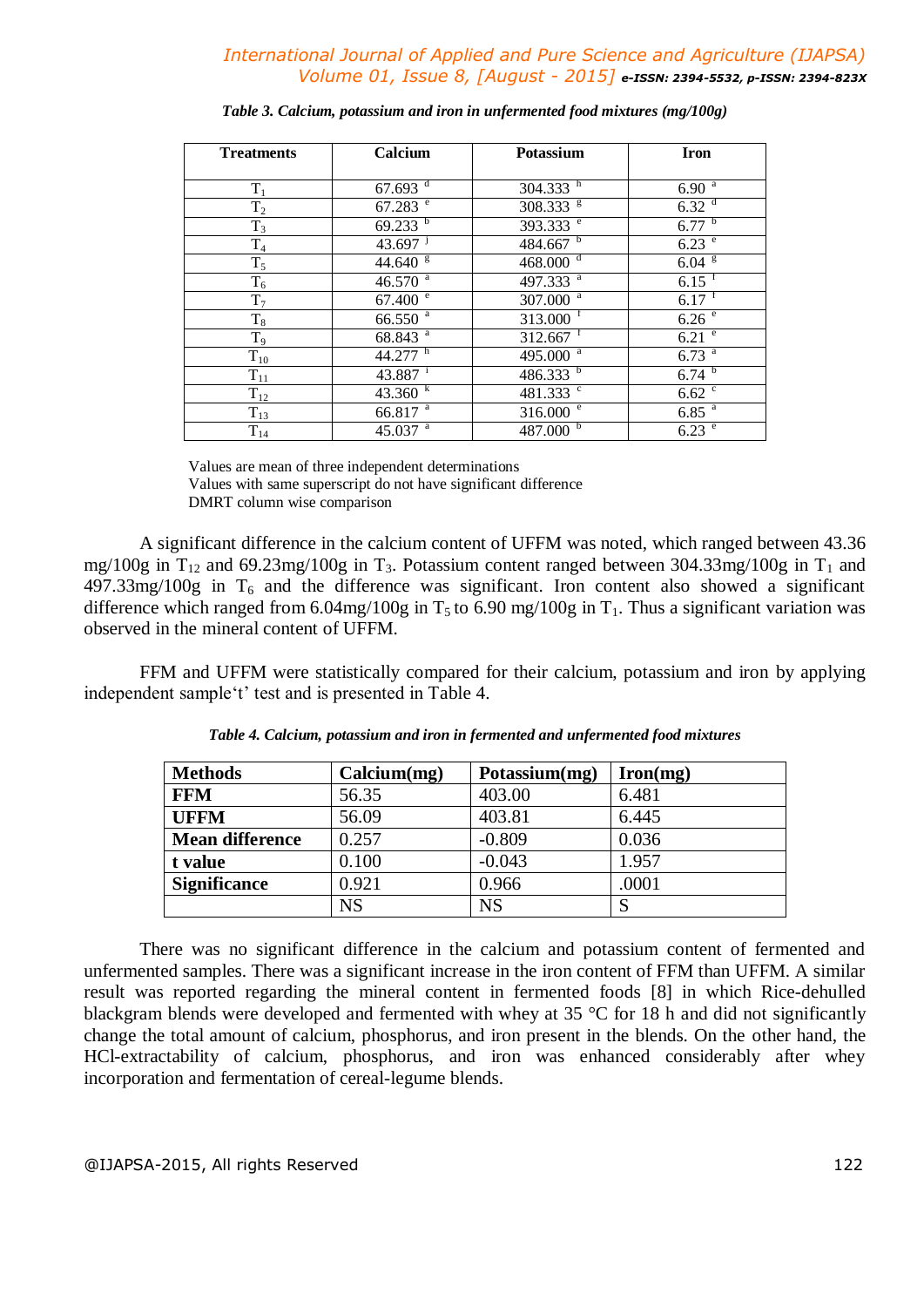*Table 3. Calcium, potassium and iron in unfermented food mixtures (mg/100g)*

| Treatments | Calcium | Potassium | Iron |
|---|---|---|---|
| $T_1$ | 67.693 [d] | 304.333 [h] | 6.90 [a] |
| $T_2$ | 67.283 [e] | 308.333 [g] | 6.32 [d] |
| $T_3$ | 69.233 [b] | 393.333 [e] | 6.77 [b] |
| $T_4$ | 43.697 [j] | 484.667 [b] | 6.23 [e] |
| $T_5$ | 44.640 [g] | 468.000 [d] | 6.04 [g] |
| $T_6$ | 46.570 [a] | 497.333 [a] | 6.15 [f] |
| $T_7$ | 67.400 [e] | 307.000 [a] | 6.17 [f] |
| $T_8$ | 66.550 [a] | 313.000 [f] | 6.26 [e] |
| $T_9$ | 68.843 [a] | 312.667 [f] | 6.21 [e] |
| $T_{10}$ | 44.277 [h] | 495.000 [a] | 6.73 [a] |
| $T_{11}$ | 43.887 [i] | 486.333 [b] | 6.74 [b] |
| $T_{12}$ | 43.360 [k] | 481.333 [c] | 6.62 [c] |
| $T_{13}$ | 66.817 [a] | 316.000 [e] | 6.85 [a] |
| $T_{14}$ | 45.037 [a] | 487.000 [b] | 6.23 [e] |

Values are mean of three independent determinations
Values with same superscript do not have significant difference
DMRT column wise comparison

A significant difference in the calcium content of UFFM was noted, which ranged between 43.36 mg/100g in $T_{12}$ and 69.23mg/100g in $T_3$. Potassium content ranged between 304.33mg/100g in $T_1$ and 497.33mg/100g in $T_6$ and the difference was significant. Iron content also showed a significant difference which ranged from 6.04mg/100g in $T_5$ to 6.90 mg/100g in $T_1$. Thus a significant variation was observed in the mineral content of UFFM.

FFM and UFFM were statistically compared for their calcium, potassium and iron by applying independent sample't' test and is presented in Table 4.

*Table 4. Calcium, potassium and iron in fermented and unfermented food mixtures*

| Methods | Calcium(mg) | Potassium(mg) | Iron(mg) |
|---|---|---|---|
| **FFM** | 56.35 | 403.00 | 6.481 |
| **UFFM** | 56.09 | 403.81 | 6.445 |
| **Mean difference** | 0.257 | -0.809 | 0.036 |
| **t value** | 0.100 | -0.043 | 1.957 |
| **Significance** | 0.921 | 0.966 | .0001 |
| | NS | NS | S |

There was no significant difference in the calcium and potassium content of fermented and unfermented samples. There was a significant increase in the iron content of FFM than UFFM. A similar result was reported regarding the mineral content in fermented foods [8] in which Rice-dehulled blackgram blends were developed and fermented with whey at 35 °C for 18 h and did not significantly change the total amount of calcium, phosphorus, and iron present in the blends. On the other hand, the HCl-extractability of calcium, phosphorus, and iron was enhanced considerably after whey incorporation and fermentation of cereal-legume blends.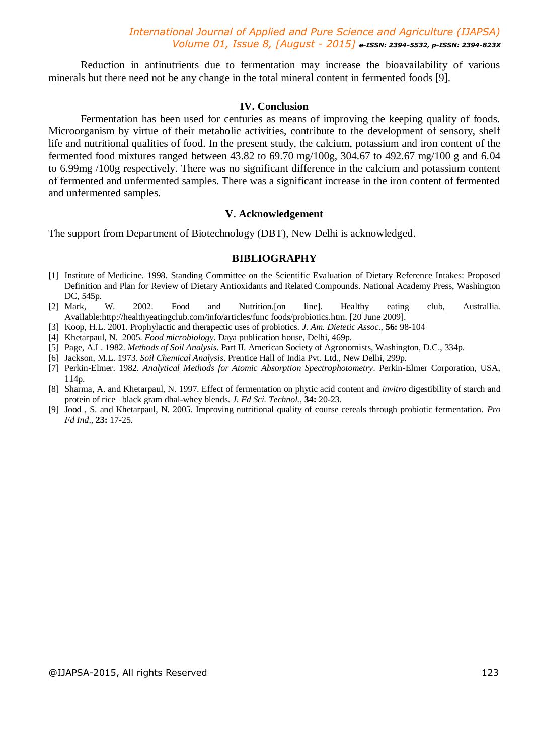Reduction in antinutrients due to fermentation may increase the bioavailability of various minerals but there need not be any change in the total mineral content in fermented foods [9].

## IV. Conclusion

Fermentation has been used for centuries as means of improving the keeping quality of foods. Microorganism by virtue of their metabolic activities, contribute to the development of sensory, shelf life and nutritional qualities of food. In the present study, the calcium, potassium and iron content of the fermented food mixtures ranged between 43.82 to 69.70 mg/100g, 304.67 to 492.67 mg/100 g and 6.04 to 6.99mg /100g respectively. There was no significant difference in the calcium and potassium content of fermented and unfermented samples. There was a significant increase in the iron content of fermented and unfermented samples.

## V. Acknowledgement

The support from Department of Biotechnology (DBT), New Delhi is acknowledged.

## BIBLIOGRAPHY

[1] Institute of Medicine. 1998. Standing Committee on the Scientific Evaluation of Dietary Reference Intakes: Proposed Definition and Plan for Review of Dietary Antioxidants and Related Compounds. National Academy Press, Washington DC, 545p.

[2] Mark, W. 2002. Food and Nutrition.[on line]. Healthy eating club, Australlia. Available:http://healthyeatingclub.com/info/articles/func foods/probiotics.htm. [20 June 2009].

[3] Koop, H.L. 2001. Prophylactic and therapectic uses of probiotics. *J. Am. Dietetic Assoc.,* **56:** 98-104

[4] Khetarpaul, N. 2005. *Food microbiology*. Daya publication house, Delhi, 469p.

[5] Page, A.L. 1982. *Methods of Soil Analysis*. Part II. American Society of Agronomists, Washington, D.C., 334p.

[6] Jackson, M.L. 1973. *Soil Chemical Analysis*. Prentice Hall of India Pvt. Ltd., New Delhi, 299p.

[7] Perkin-Elmer. 1982. *Analytical Methods for Atomic Absorption Spectrophotometry*. Perkin-Elmer Corporation, USA, 114p.

[8] Sharma, A. and Khetarpaul, N. 1997. Effect of fermentation on phytic acid content and *invitro* digestibility of starch and protein of rice –black gram dhal-whey blends. *J. Fd Sci. Technol.*, **34:** 20-23.

[9] Jood , S. and Khetarpaul, N. 2005. Improving nutritional quality of course cereals through probiotic fermentation. *Pro Fd Ind*., **23:** 17-25.